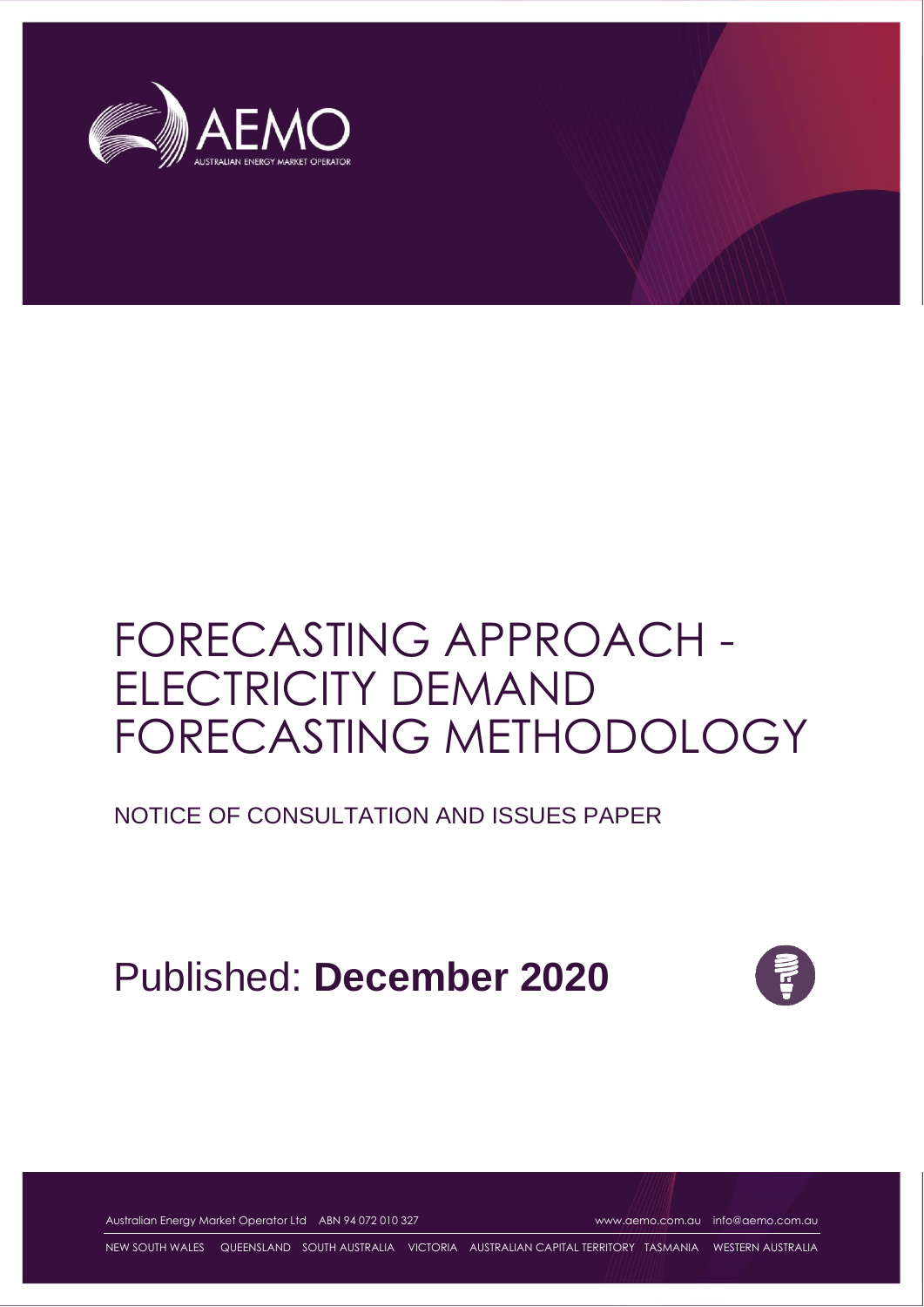# FORECASTING APPROACH - ELECTRICITY DEMAND FORECASTING METHODOLOGY

NOTICE OF CONSULTATION AND ISSUES PAPER

Published: **December 2020**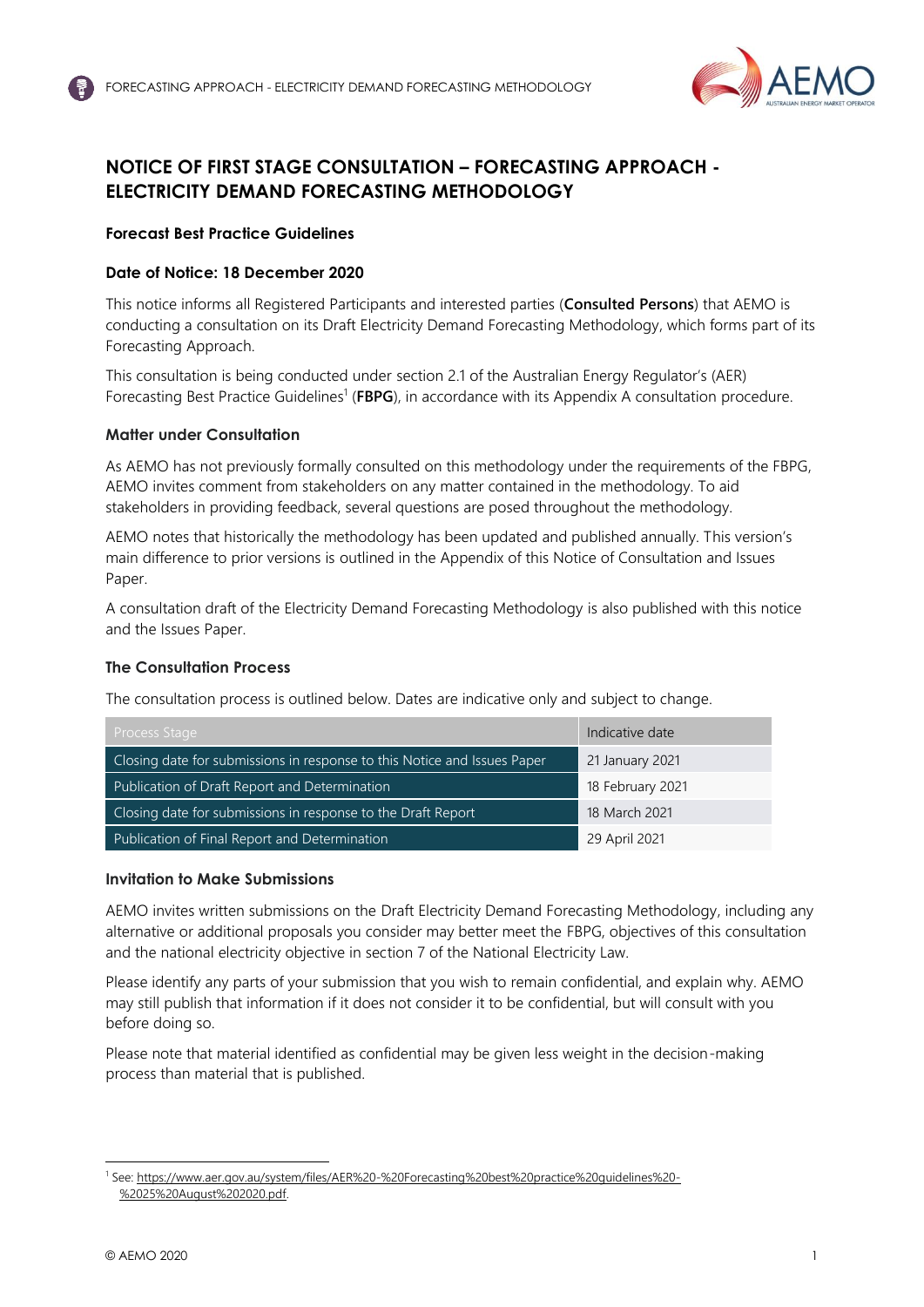# NOTICE OF FIRST STAGE CONSULTATION – FORECASTING APPROACH - ELECTRICITY DEMAND FORECASTING METHODOLOGY

### Forecast Best Practice Guidelines

### Date of Notice: 18 December 2020

This notice informs all Registered Participants and interested parties (**Consulted Persons**) that AEMO is conducting a consultation on its Draft Electricity Demand Forecasting Methodology, which forms part of its Forecasting Approach.

This consultation is being conducted under section 2.1 of the Australian Energy Regulator's (AER) Forecasting Best Practice Guidelines[1] (**FBPG**), in accordance with its Appendix A consultation procedure.

### Matter under Consultation

As AEMO has not previously formally consulted on this methodology under the requirements of the FBPG, AEMO invites comment from stakeholders on any matter contained in the methodology. To aid stakeholders in providing feedback, several questions are posed throughout the methodology.

AEMO notes that historically the methodology has been updated and published annually. This version's main difference to prior versions is outlined in the Appendix of this Notice of Consultation and Issues Paper.

A consultation draft of the Electricity Demand Forecasting Methodology is also published with this notice and the Issues Paper.

### The Consultation Process

The consultation process is outlined below. Dates are indicative only and subject to change.

| Process Stage | Indicative date |
| --- | --- |
| Closing date for submissions in response to this Notice and Issues Paper | 21 January 2021 |
| Publication of Draft Report and Determination | 18 February 2021 |
| Closing date for submissions in response to the Draft Report | 18 March 2021 |
| Publication of Final Report and Determination | 29 April 2021 |

### Invitation to Make Submissions

AEMO invites written submissions on the Draft Electricity Demand Forecasting Methodology, including any alternative or additional proposals you consider may better meet the FBPG, objectives of this consultation and the national electricity objective in section 7 of the National Electricity Law.

Please identify any parts of your submission that you wish to remain confidential, and explain why. AEMO may still publish that information if it does not consider it to be confidential, but will consult with you before doing so.

Please note that material identified as confidential may be given less weight in the decision-making process than material that is published.

[1] See: https://www.aer.gov.au/system/files/AER%20-%20Forecasting%20best%20practice%20guidelines%20-%2025%20August%202020.pdf.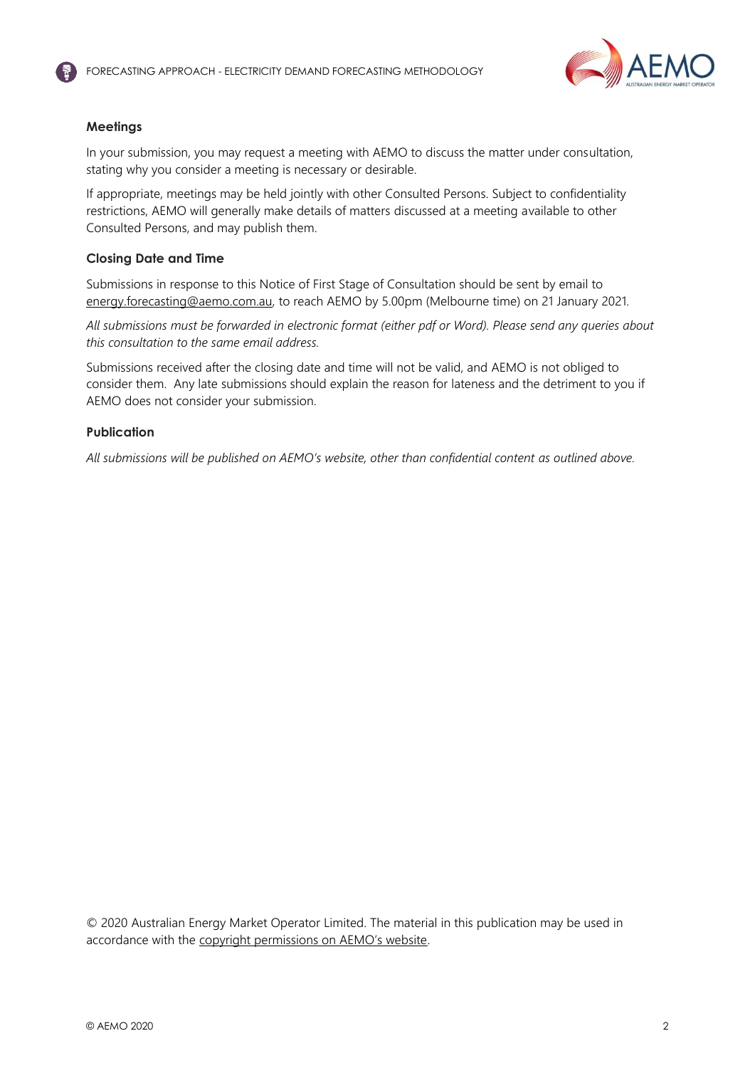### Meetings

In your submission, you may request a meeting with AEMO to discuss the matter under consultation, stating why you consider a meeting is necessary or desirable.

If appropriate, meetings may be held jointly with other Consulted Persons. Subject to confidentiality restrictions, AEMO will generally make details of matters discussed at a meeting available to other Consulted Persons, and may publish them.

### Closing Date and Time

Submissions in response to this Notice of First Stage of Consultation should be sent by email to energy.forecasting@aemo.com.au, to reach AEMO by 5.00pm (Melbourne time) on 21 January 2021.

*All submissions must be forwarded in electronic format (either pdf or Word). Please send any queries about this consultation to the same email address.*

Submissions received after the closing date and time will not be valid, and AEMO is not obliged to consider them. Any late submissions should explain the reason for lateness and the detriment to you if AEMO does not consider your submission.

### Publication

*All submissions will be published on AEMO's website, other than confidential content as outlined above.*

© 2020 Australian Energy Market Operator Limited. The material in this publication may be used in accordance with the copyright permissions on AEMO's website.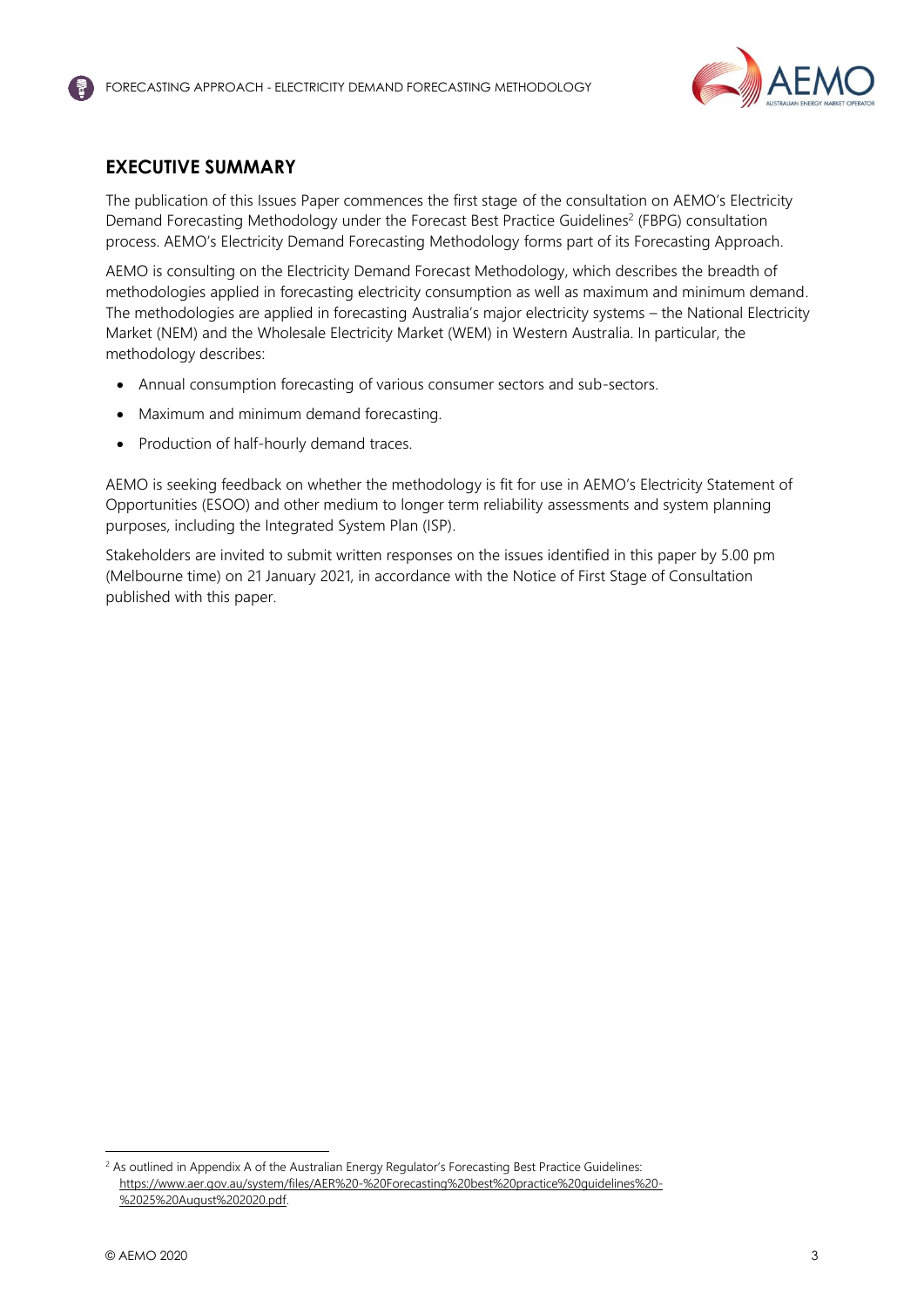## EXECUTIVE SUMMARY

The publication of this Issues Paper commences the first stage of the consultation on AEMO's Electricity Demand Forecasting Methodology under the Forecast Best Practice Guidelines[2] (FBPG) consultation process. AEMO's Electricity Demand Forecasting Methodology forms part of its Forecasting Approach.

AEMO is consulting on the Electricity Demand Forecast Methodology, which describes the breadth of methodologies applied in forecasting electricity consumption as well as maximum and minimum demand. The methodologies are applied in forecasting Australia's major electricity systems – the National Electricity Market (NEM) and the Wholesale Electricity Market (WEM) in Western Australia. In particular, the methodology describes:

- Annual consumption forecasting of various consumer sectors and sub-sectors.
- Maximum and minimum demand forecasting.
- Production of half-hourly demand traces.

AEMO is seeking feedback on whether the methodology is fit for use in AEMO's Electricity Statement of Opportunities (ESOO) and other medium to longer term reliability assessments and system planning purposes, including the Integrated System Plan (ISP).

Stakeholders are invited to submit written responses on the issues identified in this paper by 5.00 pm (Melbourne time) on 21 January 2021, in accordance with the Notice of First Stage of Consultation published with this paper.

[2] As outlined in Appendix A of the Australian Energy Regulator's Forecasting Best Practice Guidelines: https://www.aer.gov.au/system/files/AER%20-%20Forecasting%20best%20practice%20guidelines%20-%2025%20August%202020.pdf.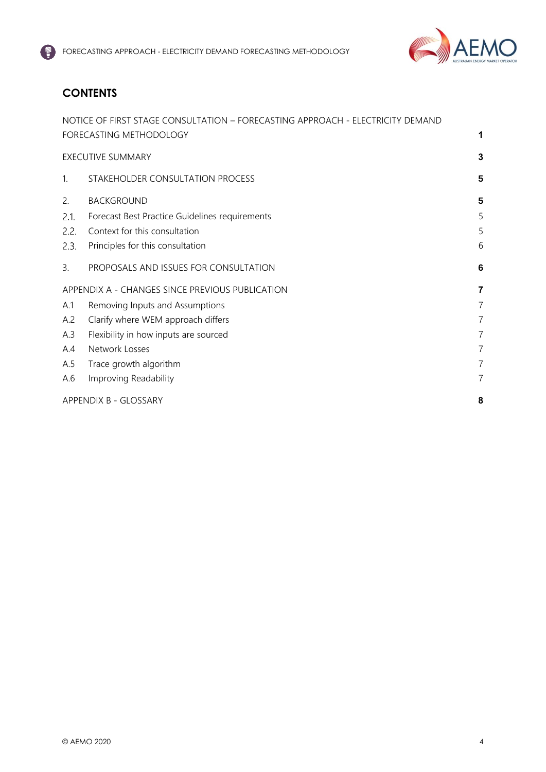# CONTENTS

| | | |
|---|---|---|
| NOTICE OF FIRST STAGE CONSULTATION – FORECASTING APPROACH - ELECTRICITY DEMAND FORECASTING METHODOLOGY | | **1** |
| EXECUTIVE SUMMARY | | **3** |
| 1. | STAKEHOLDER CONSULTATION PROCESS | **5** |
| 2. | BACKGROUND | **5** |
| 2.1. | Forecast Best Practice Guidelines requirements | 5 |
| 2.2. | Context for this consultation | 5 |
| 2.3. | Principles for this consultation | 6 |
| 3. | PROPOSALS AND ISSUES FOR CONSULTATION | **6** |
| APPENDIX A - CHANGES SINCE PREVIOUS PUBLICATION | | **7** |
| A.1 | Removing Inputs and Assumptions | 7 |
| A.2 | Clarify where WEM approach differs | 7 |
| A.3 | Flexibility in how inputs are sourced | 7 |
| A.4 | Network Losses | 7 |
| A.5 | Trace growth algorithm | 7 |
| A.6 | Improving Readability | 7 |
| APPENDIX B - GLOSSARY | | **8** |

© AEMO 2020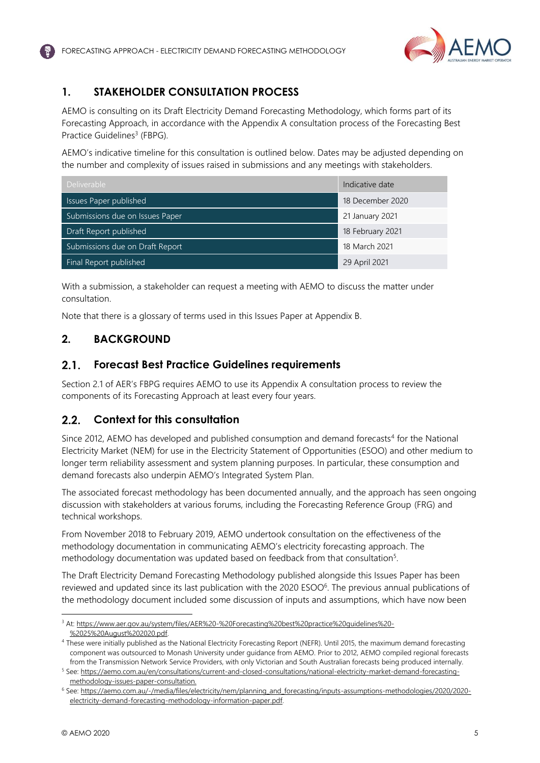## 1. STAKEHOLDER CONSULTATION PROCESS

AEMO is consulting on its Draft Electricity Demand Forecasting Methodology, which forms part of its Forecasting Approach, in accordance with the Appendix A consultation process of the Forecasting Best Practice Guidelines[3] (FBPG).

AEMO's indicative timeline for this consultation is outlined below. Dates may be adjusted depending on the number and complexity of issues raised in submissions and any meetings with stakeholders.

| Deliverable | Indicative date |
|---|---|
| Issues Paper published | 18 December 2020 |
| Submissions due on Issues Paper | 21 January 2021 |
| Draft Report published | 18 February 2021 |
| Submissions due on Draft Report | 18 March 2021 |
| Final Report published | 29 April 2021 |

With a submission, a stakeholder can request a meeting with AEMO to discuss the matter under consultation.

Note that there is a glossary of terms used in this Issues Paper at Appendix B.

## 2. BACKGROUND

### 2.1. Forecast Best Practice Guidelines requirements

Section 2.1 of AER's FBPG requires AEMO to use its Appendix A consultation process to review the components of its Forecasting Approach at least every four years.

### 2.2. Context for this consultation

Since 2012, AEMO has developed and published consumption and demand forecasts[4] for the National Electricity Market (NEM) for use in the Electricity Statement of Opportunities (ESOO) and other medium to longer term reliability assessment and system planning purposes. In particular, these consumption and demand forecasts also underpin AEMO's Integrated System Plan.

The associated forecast methodology has been documented annually, and the approach has seen ongoing discussion with stakeholders at various forums, including the Forecasting Reference Group (FRG) and technical workshops.

From November 2018 to February 2019, AEMO undertook consultation on the effectiveness of the methodology documentation in communicating AEMO's electricity forecasting approach. The methodology documentation was updated based on feedback from that consultation[5].

The Draft Electricity Demand Forecasting Methodology published alongside this Issues Paper has been reviewed and updated since its last publication with the 2020 ESOO[6]. The previous annual publications of the methodology document included some discussion of inputs and assumptions, which have now been

---

[3] At: https://www.aer.gov.au/system/files/AER%20-%20Forecasting%20best%20practice%20guidelines%20-%2025%20August%202020.pdf.

[4] These were initially published as the National Electricity Forecasting Report (NEFR). Until 2015, the maximum demand forecasting component was outsourced to Monash University under guidance from AEMO. Prior to 2012, AEMO compiled regional forecasts from the Transmission Network Service Providers, with only Victorian and South Australian forecasts being produced internally.

[5] See: https://aemo.com.au/en/consultations/current-and-closed-consultations/national-electricity-market-demand-forecasting-methodology-issues-paper-consultation.

[6] See: https://aemo.com.au/-/media/files/electricity/nem/planning_and_forecasting/inputs-assumptions-methodologies/2020/2020-electricity-demand-forecasting-methodology-information-paper.pdf.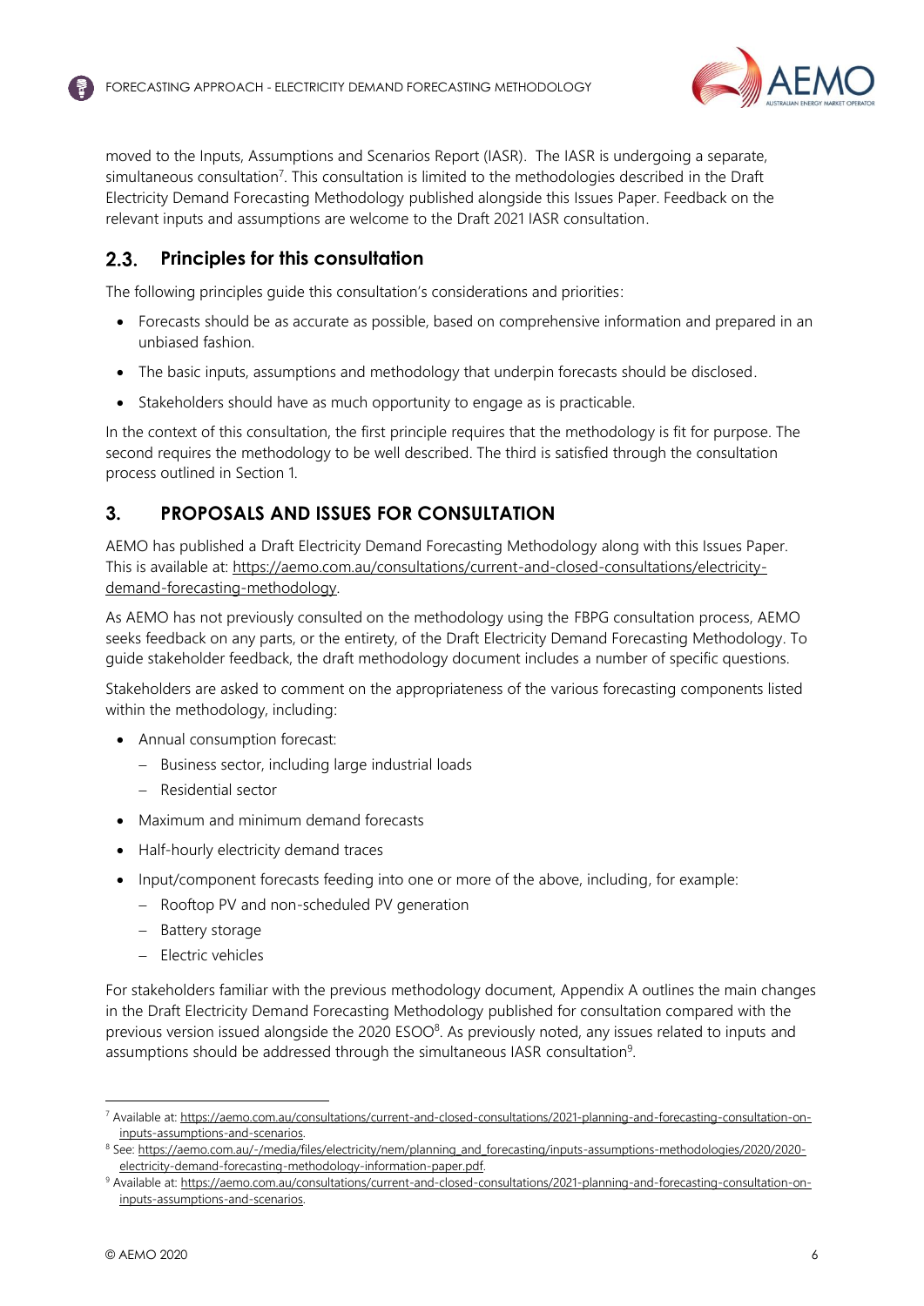moved to the Inputs, Assumptions and Scenarios Report (IASR). The IASR is undergoing a separate, simultaneous consultation[7]. This consultation is limited to the methodologies described in the Draft Electricity Demand Forecasting Methodology published alongside this Issues Paper. Feedback on the relevant inputs and assumptions are welcome to the Draft 2021 IASR consultation.

## 2.3. Principles for this consultation

The following principles guide this consultation's considerations and priorities:

- Forecasts should be as accurate as possible, based on comprehensive information and prepared in an unbiased fashion.
- The basic inputs, assumptions and methodology that underpin forecasts should be disclosed.
- Stakeholders should have as much opportunity to engage as is practicable.

In the context of this consultation, the first principle requires that the methodology is fit for purpose. The second requires the methodology to be well described. The third is satisfied through the consultation process outlined in Section 1.

# 3. PROPOSALS AND ISSUES FOR CONSULTATION

AEMO has published a Draft Electricity Demand Forecasting Methodology along with this Issues Paper. This is available at: https://aemo.com.au/consultations/current-and-closed-consultations/electricity-demand-forecasting-methodology.

As AEMO has not previously consulted on the methodology using the FBPG consultation process, AEMO seeks feedback on any parts, or the entirety, of the Draft Electricity Demand Forecasting Methodology. To guide stakeholder feedback, the draft methodology document includes a number of specific questions.

Stakeholders are asked to comment on the appropriateness of the various forecasting components listed within the methodology, including:

- Annual consumption forecast:
  - Business sector, including large industrial loads
  - Residential sector
- Maximum and minimum demand forecasts
- Half-hourly electricity demand traces
- Input/component forecasts feeding into one or more of the above, including, for example:
  - Rooftop PV and non-scheduled PV generation
  - Battery storage
  - Electric vehicles

For stakeholders familiar with the previous methodology document, Appendix A outlines the main changes in the Draft Electricity Demand Forecasting Methodology published for consultation compared with the previous version issued alongside the 2020 ESOO[8]. As previously noted, any issues related to inputs and assumptions should be addressed through the simultaneous IASR consultation[9].

---

[7] Available at: https://aemo.com.au/consultations/current-and-closed-consultations/2021-planning-and-forecasting-consultation-on-inputs-assumptions-and-scenarios.

[8] See: https://aemo.com.au/-/media/files/electricity/nem/planning_and_forecasting/inputs-assumptions-methodologies/2020/2020-electricity-demand-forecasting-methodology-information-paper.pdf.

[9] Available at: https://aemo.com.au/consultations/current-and-closed-consultations/2021-planning-and-forecasting-consultation-on-inputs-assumptions-and-scenarios.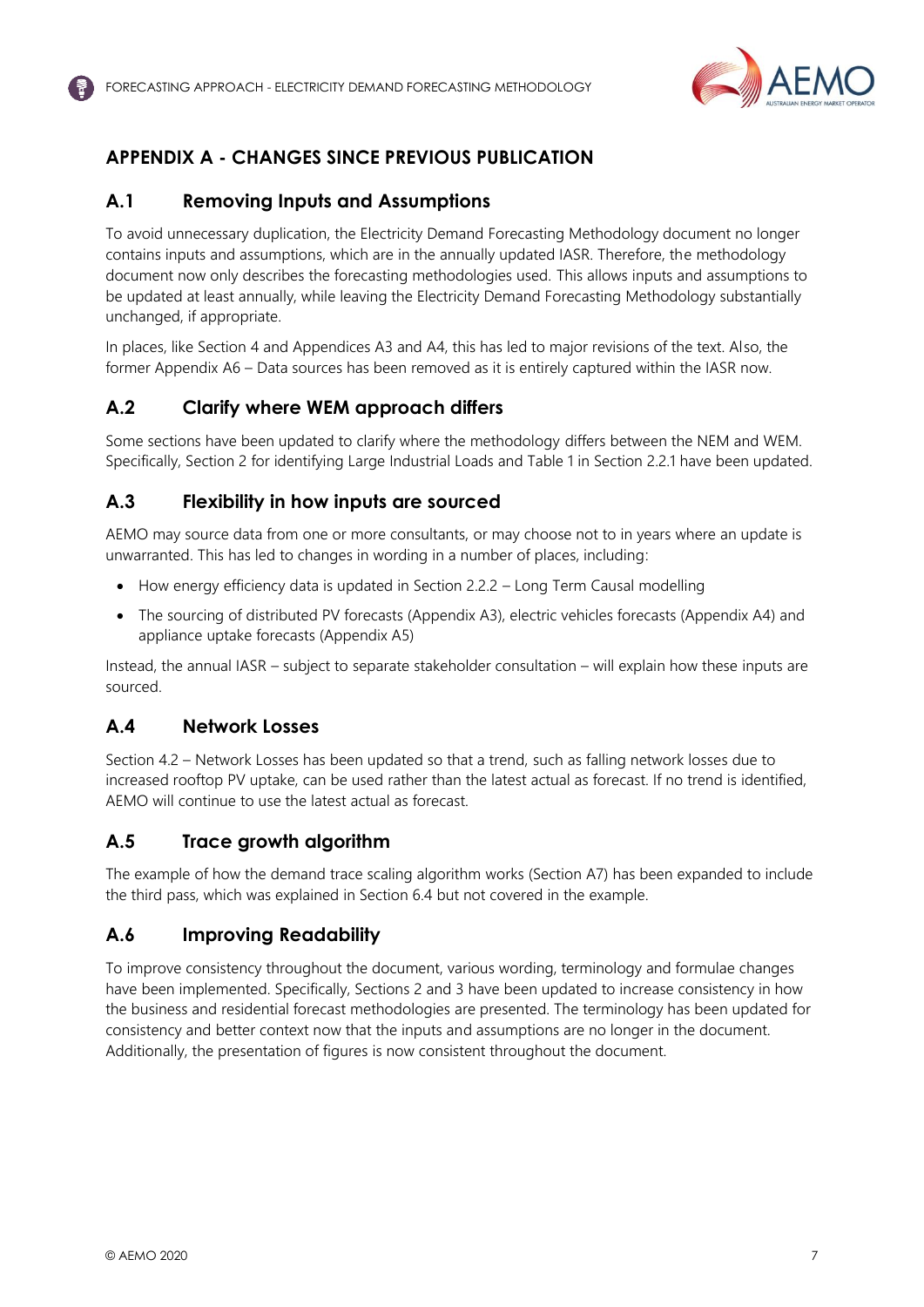# APPENDIX A - CHANGES SINCE PREVIOUS PUBLICATION

## A.1 Removing Inputs and Assumptions

To avoid unnecessary duplication, the Electricity Demand Forecasting Methodology document no longer contains inputs and assumptions, which are in the annually updated IASR. Therefore, the methodology document now only describes the forecasting methodologies used. This allows inputs and assumptions to be updated at least annually, while leaving the Electricity Demand Forecasting Methodology substantially unchanged, if appropriate.

In places, like Section 4 and Appendices A3 and A4, this has led to major revisions of the text. Also, the former Appendix A6 – Data sources has been removed as it is entirely captured within the IASR now.

## A.2 Clarify where WEM approach differs

Some sections have been updated to clarify where the methodology differs between the NEM and WEM. Specifically, Section 2 for identifying Large Industrial Loads and Table 1 in Section 2.2.1 have been updated.

## A.3 Flexibility in how inputs are sourced

AEMO may source data from one or more consultants, or may choose not to in years where an update is unwarranted. This has led to changes in wording in a number of places, including:

- How energy efficiency data is updated in Section 2.2.2 – Long Term Causal modelling
- The sourcing of distributed PV forecasts (Appendix A3), electric vehicles forecasts (Appendix A4) and appliance uptake forecasts (Appendix A5)

Instead, the annual IASR – subject to separate stakeholder consultation – will explain how these inputs are sourced.

## A.4 Network Losses

Section 4.2 – Network Losses has been updated so that a trend, such as falling network losses due to increased rooftop PV uptake, can be used rather than the latest actual as forecast. If no trend is identified, AEMO will continue to use the latest actual as forecast.

## A.5 Trace growth algorithm

The example of how the demand trace scaling algorithm works (Section A7) has been expanded to include the third pass, which was explained in Section 6.4 but not covered in the example.

## A.6 Improving Readability

To improve consistency throughout the document, various wording, terminology and formulae changes have been implemented. Specifically, Sections 2 and 3 have been updated to increase consistency in how the business and residential forecast methodologies are presented. The terminology has been updated for consistency and better context now that the inputs and assumptions are no longer in the document. Additionally, the presentation of figures is now consistent throughout the document.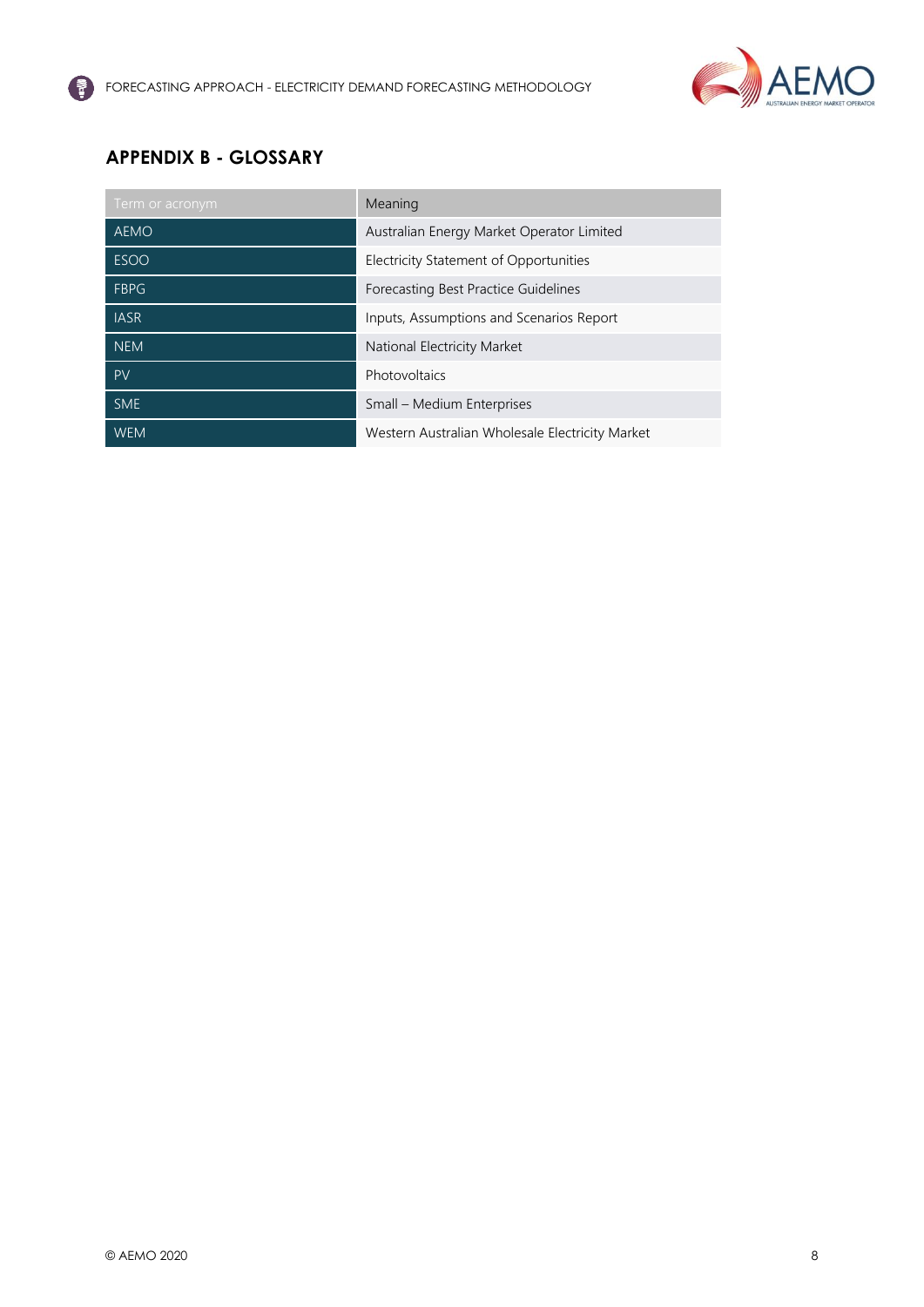## APPENDIX B - GLOSSARY

| Term or acronym | Meaning |
| --- | --- |
| AEMO | Australian Energy Market Operator Limited |
| ESOO | Electricity Statement of Opportunities |
| FBPG | Forecasting Best Practice Guidelines |
| IASR | Inputs, Assumptions and Scenarios Report |
| NEM | National Electricity Market |
| PV | Photovoltaics |
| SME | Small – Medium Enterprises |
| WEM | Western Australian Wholesale Electricity Market |